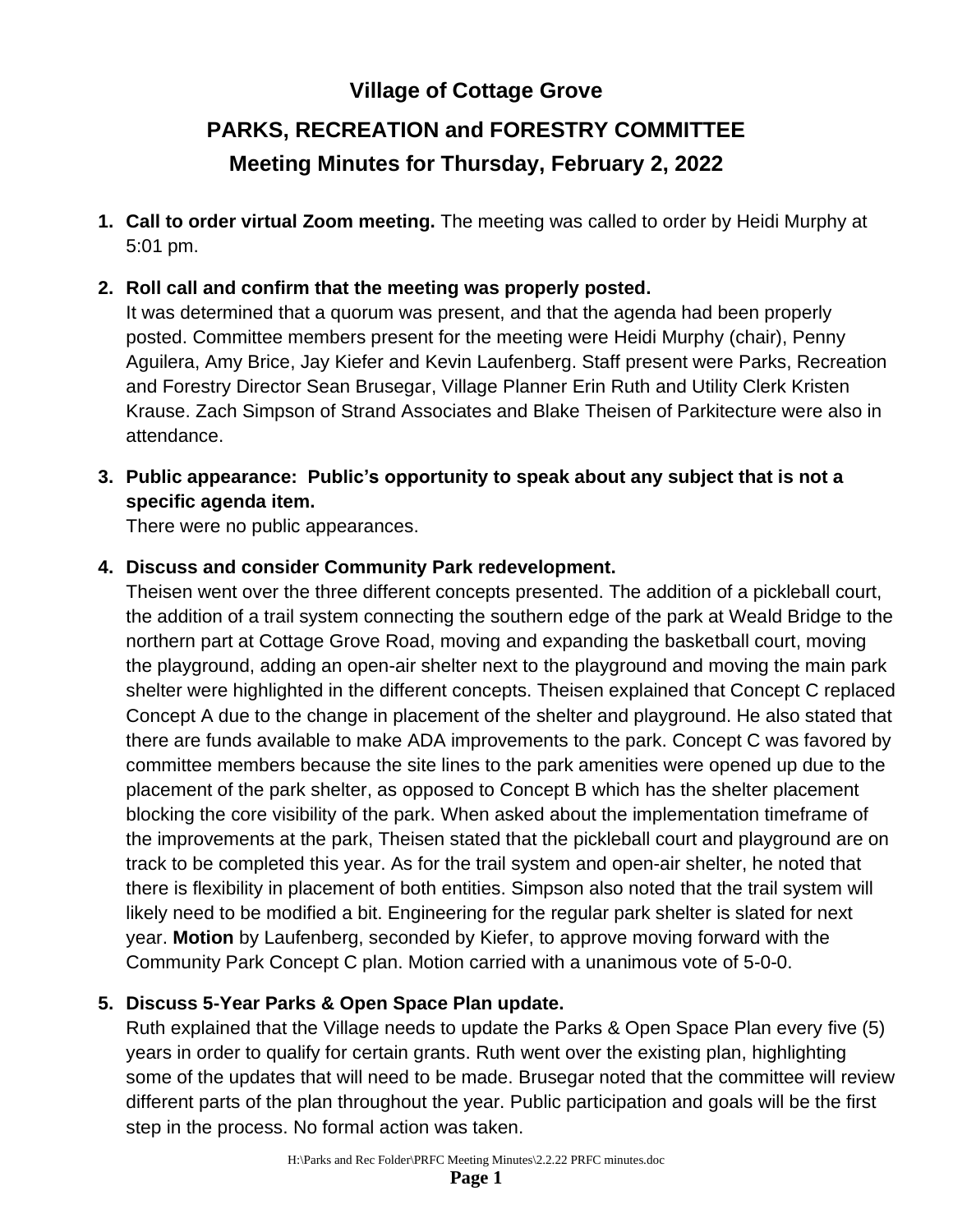# Village of Cottage Grove

## PARKS, RECREATION and FORESTRY COMMITTEE

## Meeting Minutes for Thursday, February 2, 2022

1. **Call to order virtual Zoom meeting.** The meeting was called to order by Heidi Murphy at 5:01 pm.

2. **Roll call and confirm that the meeting was properly posted.**
   It was determined that a quorum was present, and that the agenda had been properly posted. Committee members present for the meeting were Heidi Murphy (chair), Penny Aguilera, Amy Brice, Jay Kiefer and Kevin Laufenberg. Staff present were Parks, Recreation and Forestry Director Sean Brusegar, Village Planner Erin Ruth and Utility Clerk Kristen Krause. Zach Simpson of Strand Associates and Blake Theisen of Parkitecture were also in attendance.

3. **Public appearance: Public's opportunity to speak about any subject that is not a specific agenda item.**
   There were no public appearances.

4. **Discuss and consider Community Park redevelopment.**
   Theisen went over the three different concepts presented. The addition of a pickleball court, the addition of a trail system connecting the southern edge of the park at Weald Bridge to the northern part at Cottage Grove Road, moving and expanding the basketball court, moving the playground, adding an open-air shelter next to the playground and moving the main park shelter were highlighted in the different concepts. Theisen explained that Concept C replaced Concept A due to the change in placement of the shelter and playground. He also stated that there are funds available to make ADA improvements to the park. Concept C was favored by committee members because the site lines to the park amenities were opened up due to the placement of the park shelter, as opposed to Concept B which has the shelter placement blocking the core visibility of the park. When asked about the implementation timeframe of the improvements at the park, Theisen stated that the pickleball court and playground are on track to be completed this year. As for the trail system and open-air shelter, he noted that there is flexibility in placement of both entities. Simpson also noted that the trail system will likely need to be modified a bit. Engineering for the regular park shelter is slated for next year. **Motion** by Laufenberg, seconded by Kiefer, to approve moving forward with the Community Park Concept C plan. Motion carried with a unanimous vote of 5-0-0.

5. **Discuss 5-Year Parks & Open Space Plan update.**
   Ruth explained that the Village needs to update the Parks & Open Space Plan every five (5) years in order to qualify for certain grants. Ruth went over the existing plan, highlighting some of the updates that will need to be made. Brusegar noted that the committee will review different parts of the plan throughout the year. Public participation and goals will be the first step in the process. No formal action was taken.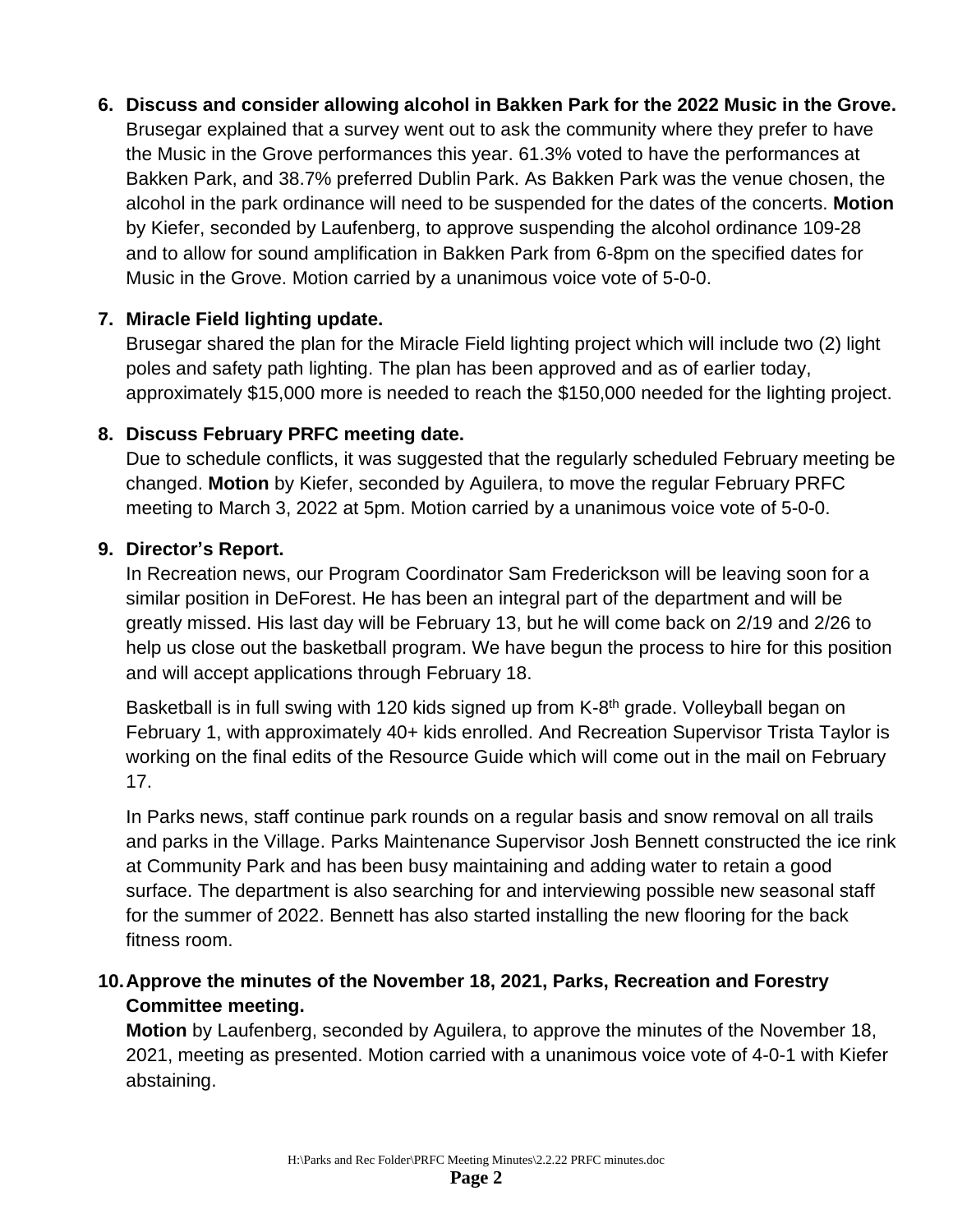6. **Discuss and consider allowing alcohol in Bakken Park for the 2022 Music in the Grove.**
   Brusegar explained that a survey went out to ask the community where they prefer to have the Music in the Grove performances this year. 61.3% voted to have the performances at Bakken Park, and 38.7% preferred Dublin Park. As Bakken Park was the venue chosen, the alcohol in the park ordinance will need to be suspended for the dates of the concerts. **Motion** by Kiefer, seconded by Laufenberg, to approve suspending the alcohol ordinance 109-28 and to allow for sound amplification in Bakken Park from 6-8pm on the specified dates for Music in the Grove. Motion carried by a unanimous voice vote of 5-0-0.

7. **Miracle Field lighting update.**
   Brusegar shared the plan for the Miracle Field lighting project which will include two (2) light poles and safety path lighting. The plan has been approved and as of earlier today, approximately $15,000 more is needed to reach the $150,000 needed for the lighting project.

8. **Discuss February PRFC meeting date.**
   Due to schedule conflicts, it was suggested that the regularly scheduled February meeting be changed. **Motion** by Kiefer, seconded by Aguilera, to move the regular February PRFC meeting to March 3, 2022 at 5pm. Motion carried by a unanimous voice vote of 5-0-0.

9. **Director's Report.**
   In Recreation news, our Program Coordinator Sam Frederickson will be leaving soon for a similar position in DeForest. He has been an integral part of the department and will be greatly missed. His last day will be February 13, but he will come back on 2/19 and 2/26 to help us close out the basketball program. We have begun the process to hire for this position and will accept applications through February 18.

   Basketball is in full swing with 120 kids signed up from K-8th grade. Volleyball began on February 1, with approximately 40+ kids enrolled. And Recreation Supervisor Trista Taylor is working on the final edits of the Resource Guide which will come out in the mail on February 17.

   In Parks news, staff continue park rounds on a regular basis and snow removal on all trails and parks in the Village. Parks Maintenance Supervisor Josh Bennett constructed the ice rink at Community Park and has been busy maintaining and adding water to retain a good surface. The department is also searching for and interviewing possible new seasonal staff for the summer of 2022. Bennett has also started installing the new flooring for the back fitness room.

10. **Approve the minutes of the November 18, 2021, Parks, Recreation and Forestry Committee meeting.**
    **Motion** by Laufenberg, seconded by Aguilera, to approve the minutes of the November 18, 2021, meeting as presented. Motion carried with a unanimous voice vote of 4-0-1 with Kiefer abstaining.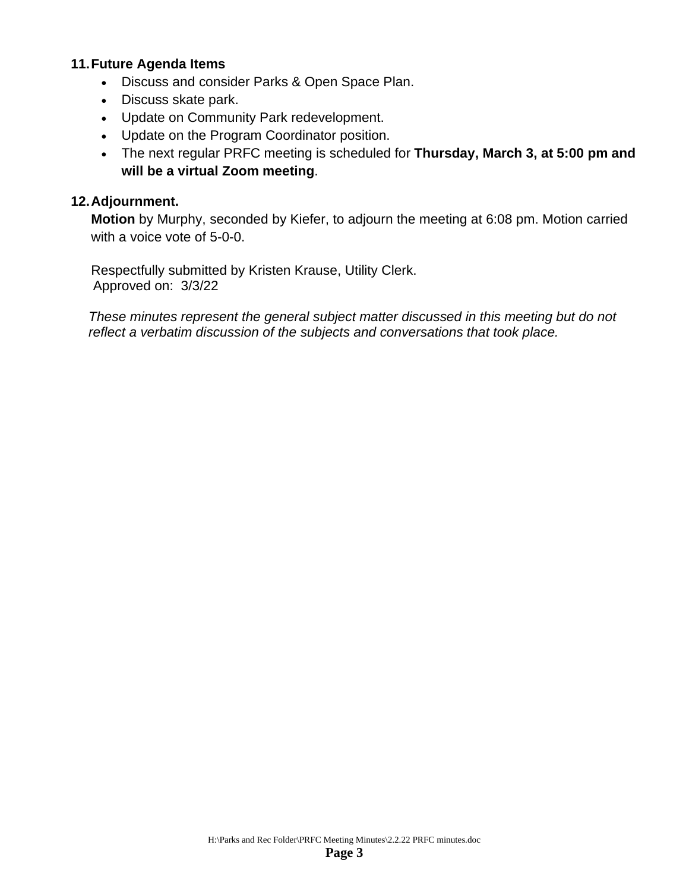11. **Future Agenda Items**
    - Discuss and consider Parks & Open Space Plan.
    - Discuss skate park.
    - Update on Community Park redevelopment.
    - Update on the Program Coordinator position.
    - The next regular PRFC meeting is scheduled for **Thursday, March 3, at 5:00 pm and will be a virtual Zoom meeting**.

12. **Adjournment.**

    **Motion** by Murphy, seconded by Kiefer, to adjourn the meeting at 6:08 pm. Motion carried with a voice vote of 5-0-0.

    Respectfully submitted by Kristen Krause, Utility Clerk.
    Approved on: 3/3/22

*These minutes represent the general subject matter discussed in this meeting but do not reflect a verbatim discussion of the subjects and conversations that took place.*